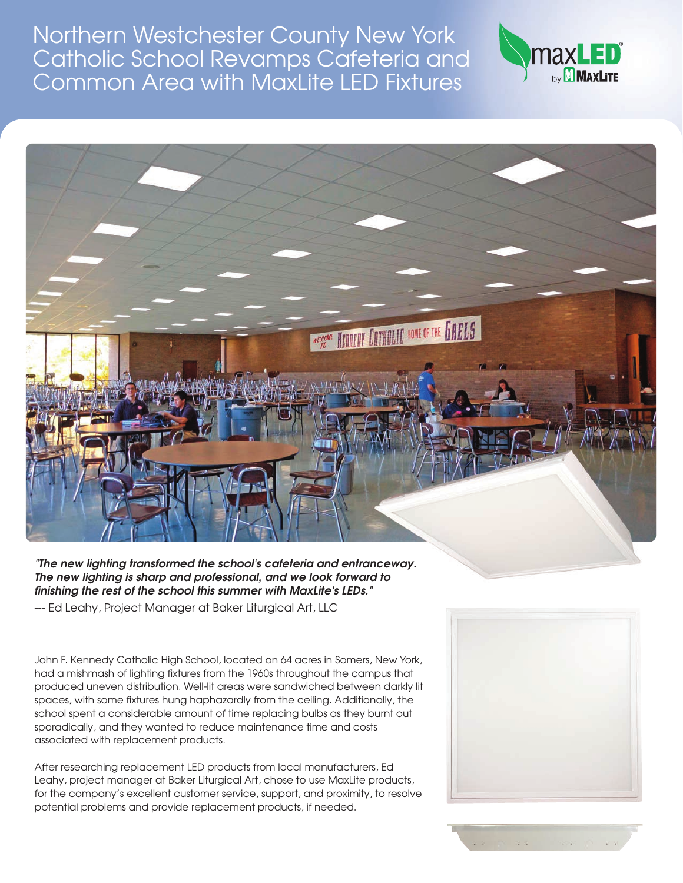# Northern Westchester County New York Catholic School Revamps Cafeteria and Common Area with MaxLite LED Fixtures

***"The new lighting transformed the school's cafeteria and entranceway. The new lighting is sharp and professional, and we look forward to finishing the rest of the school this summer with MaxLite's LEDs."***

--- Ed Leahy, Project Manager at Baker Liturgical Art, LLC

John F. Kennedy Catholic High School, located on 64 acres in Somers, New York, had a mishmash of lighting fixtures from the 1960s throughout the campus that produced uneven distribution. Well-lit areas were sandwiched between darkly lit spaces, with some fixtures hung haphazardly from the ceiling. Additionally, the school spent a considerable amount of time replacing bulbs as they burnt out sporadically, and they wanted to reduce maintenance time and costs associated with replacement products.

After researching replacement LED products from local manufacturers, Ed Leahy, project manager at Baker Liturgical Art, chose to use MaxLite products, for the company's excellent customer service, support, and proximity, to resolve potential problems and provide replacement products, if needed.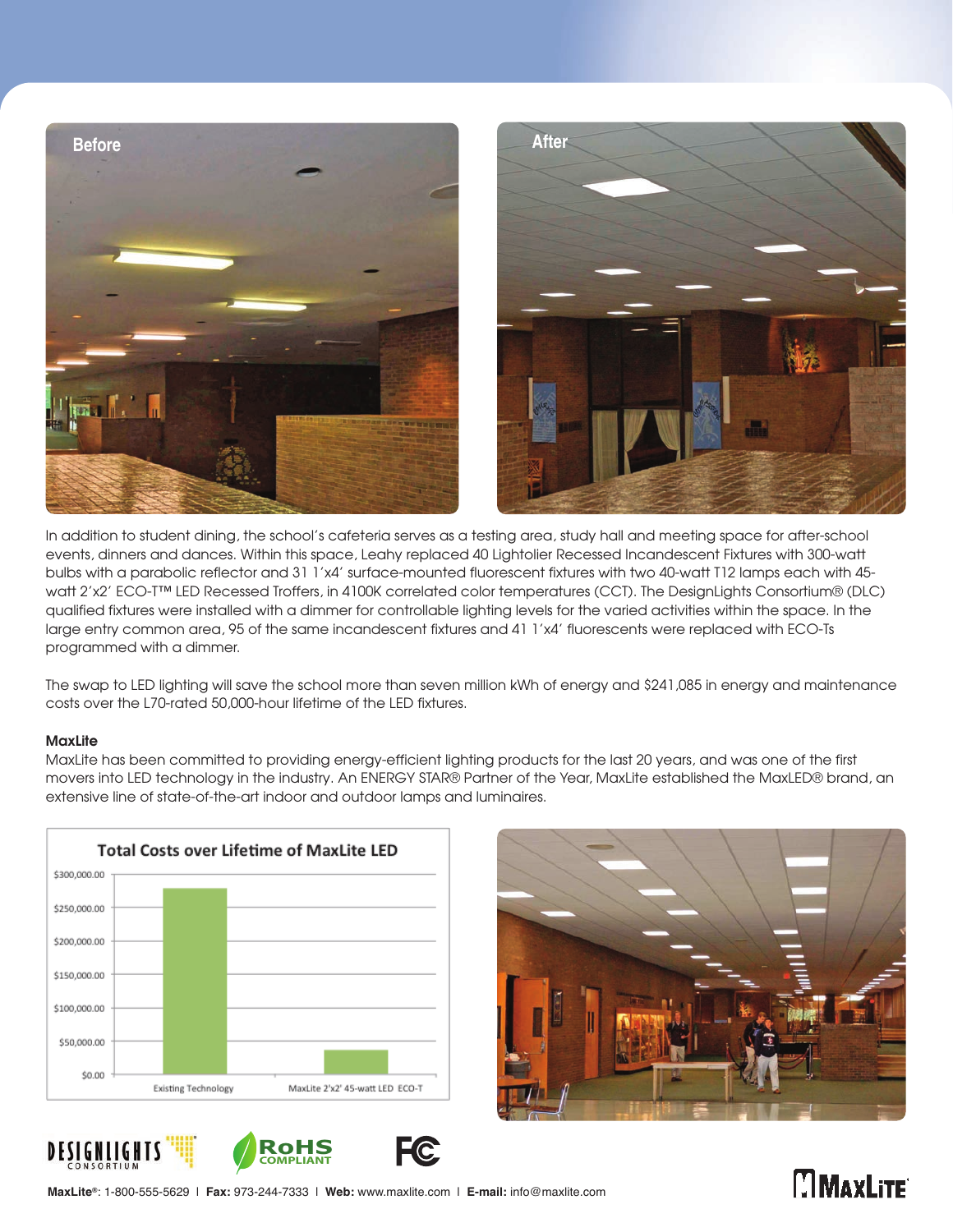Before

After

In addition to student dining, the school's cafeteria serves as a testing area, study hall and meeting space for after-school events, dinners and dances. Within this space, Leahy replaced 40 Lightolier Recessed Incandescent Fixtures with 300-watt bulbs with a parabolic reflector and 31 1'x4' surface-mounted fluorescent fixtures with two 40-watt T12 lamps each with 45-watt 2'x2' ECO-T™ LED Recessed Troffers, in 4100K correlated color temperatures (CCT). The DesignLights Consortium® (DLC) qualified fixtures were installed with a dimmer for controllable lighting levels for the varied activities within the space. In the large entry common area, 95 of the same incandescent fixtures and 41 1'x4' fluorescents were replaced with ECO-Ts programmed with a dimmer.

The swap to LED lighting will save the school more than seven million kWh of energy and $241,085 in energy and maintenance costs over the L70-rated 50,000-hour lifetime of the LED fixtures.

### MaxLite

MaxLite has been committed to providing energy-efficient lighting products for the last 20 years, and was one of the first movers into LED technology in the industry. An ENERGY STAR® Partner of the Year, MaxLite established the MaxLED® brand, an extensive line of state-of-the-art indoor and outdoor lamps and luminaires.

Total Costs over Lifetime of MaxLite LED

$300,000.00
$250,000.00
$200,000.00
$150,000.00
$100,000.00
$50,000.00
$0.00

Existing Technology
MaxLite 2'x2' 45-watt LED ECO-T

DESIGNLIGHTS CONSORTIUM

RoHS COMPLIANT

FC

**MaxLite®**: 1-800-555-5629 | **Fax:** 973-244-7333 | **Web:** www.maxlite.com | **E-mail:** info@maxlite.com

MaxLite